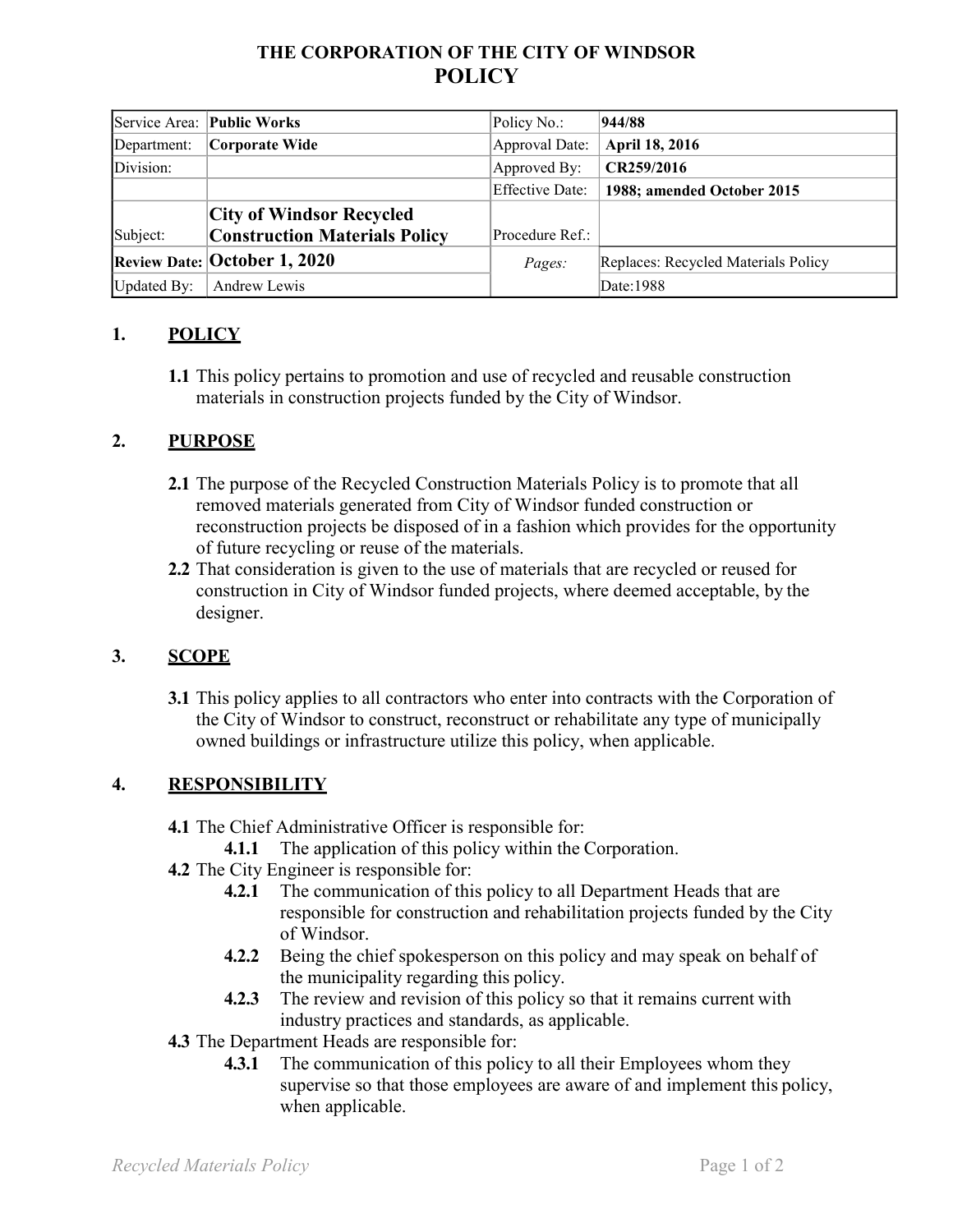# THE CORPORATION OF THE CITY OF WINDSOR
# POLICY

| | | | |
|---|---|---|---|
| Service Area: | **Public Works** | Policy No.: | **944/88** |
| Department: | **Corporate Wide** | Approval Date: | **April 18, 2016** |
| Division: | | Approved By: | **CR259/2016** |
| | | Effective Date: | **1988; amended October 2015** |
| Subject: | **City of Windsor Recycled Construction Materials Policy** | Procedure Ref.: | |
| **Review Date:** | **October 1, 2020** | *Pages:* | Replaces: Recycled Materials Policy |
| Updated By: | Andrew Lewis | | Date:1988 |

## 1. POLICY

**1.1** This policy pertains to promotion and use of recycled and reusable construction materials in construction projects funded by the City of Windsor.

## 2. PURPOSE

**2.1** The purpose of the Recycled Construction Materials Policy is to promote that all removed materials generated from City of Windsor funded construction or reconstruction projects be disposed of in a fashion which provides for the opportunity of future recycling or reuse of the materials.

**2.2** That consideration is given to the use of materials that are recycled or reused for construction in City of Windsor funded projects, where deemed acceptable, by the designer.

## 3. SCOPE

**3.1** This policy applies to all contractors who enter into contracts with the Corporation of the City of Windsor to construct, reconstruct or rehabilitate any type of municipally owned buildings or infrastructure utilize this policy, when applicable.

## 4. RESPONSIBILITY

**4.1** The Chief Administrative Officer is responsible for:

- **4.1.1** The application of this policy within the Corporation.

**4.2** The City Engineer is responsible for:

- **4.2.1** The communication of this policy to all Department Heads that are responsible for construction and rehabilitation projects funded by the City of Windsor.
- **4.2.2** Being the chief spokesperson on this policy and may speak on behalf of the municipality regarding this policy.
- **4.2.3** The review and revision of this policy so that it remains current with industry practices and standards, as applicable.

**4.3** The Department Heads are responsible for:

- **4.3.1** The communication of this policy to all their Employees whom they supervise so that those employees are aware of and implement this policy, when applicable.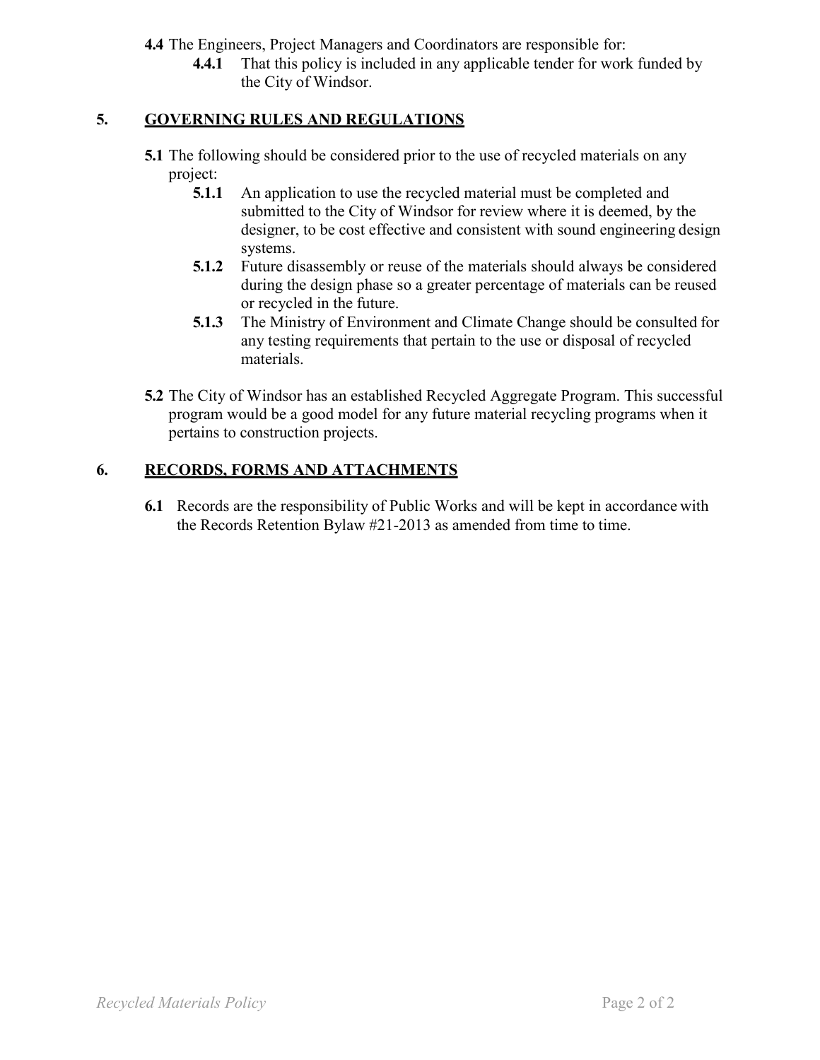**4.4** The Engineers, Project Managers and Coordinators are responsible for:

- **4.4.1** That this policy is included in any applicable tender for work funded by the City of Windsor.

## 5. GOVERNING RULES AND REGULATIONS

**5.1** The following should be considered prior to the use of recycled materials on any project:

- **5.1.1** An application to use the recycled material must be completed and submitted to the City of Windsor for review where it is deemed, by the designer, to be cost effective and consistent with sound engineering design systems.
- **5.1.2** Future disassembly or reuse of the materials should always be considered during the design phase so a greater percentage of materials can be reused or recycled in the future.
- **5.1.3** The Ministry of Environment and Climate Change should be consulted for any testing requirements that pertain to the use or disposal of recycled materials.

**5.2** The City of Windsor has an established Recycled Aggregate Program. This successful program would be a good model for any future material recycling programs when it pertains to construction projects.

## 6. RECORDS, FORMS AND ATTACHMENTS

**6.1** Records are the responsibility of Public Works and will be kept in accordance with the Records Retention Bylaw #21-2013 as amended from time to time.